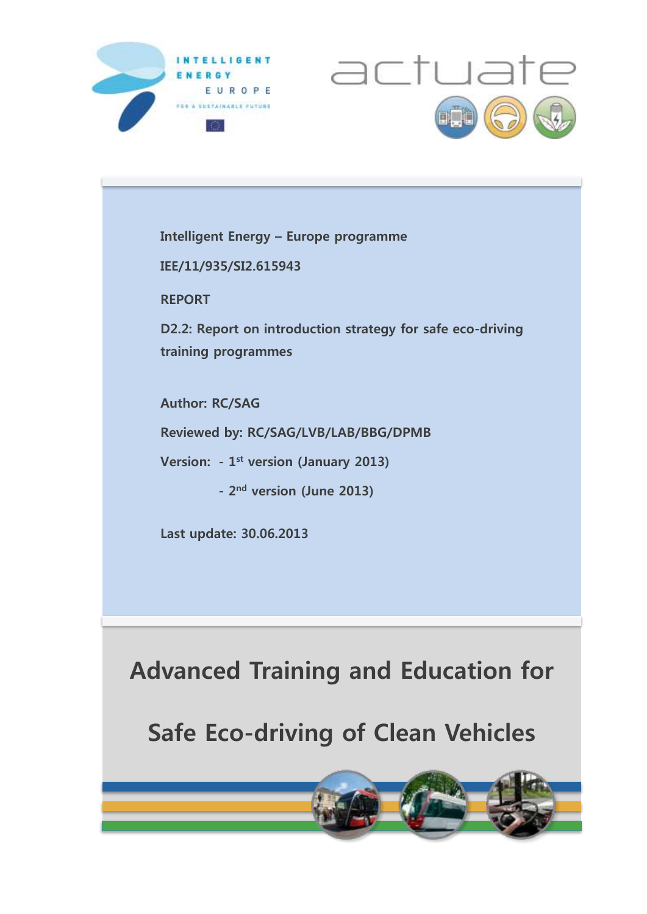INTELLIGENT ENERGY EUROPE

FOR A SUSTAINABLE FUTURE

actuate

Intelligent Energy – Europe programme

IEE/11/935/SI2.615943

REPORT

D2.2: Report on introduction strategy for safe eco-driving training programmes

Author: RC/SAG

Reviewed by: RC/SAG/LVB/LAB/BBG/DPMB

Version: - 1st version (January 2013)

- 2nd version (June 2013)

Last update: 30.06.2013

# Advanced Training and Education for Safe Eco-driving of Clean Vehicles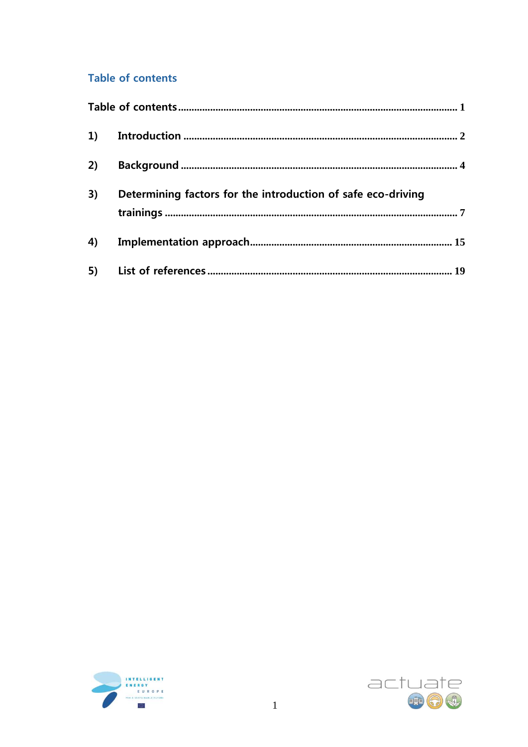## Table of contents

Table of contents ............................................................................................................ 1

1) Introduction ............................................................................................................ 2

2) Background ............................................................................................................ 4

3) Determining factors for the introduction of safe eco-driving trainings ............................................................................................................ 7

4) Implementation approach ............................................................................................................ 15

5) List of references ............................................................................................................ 19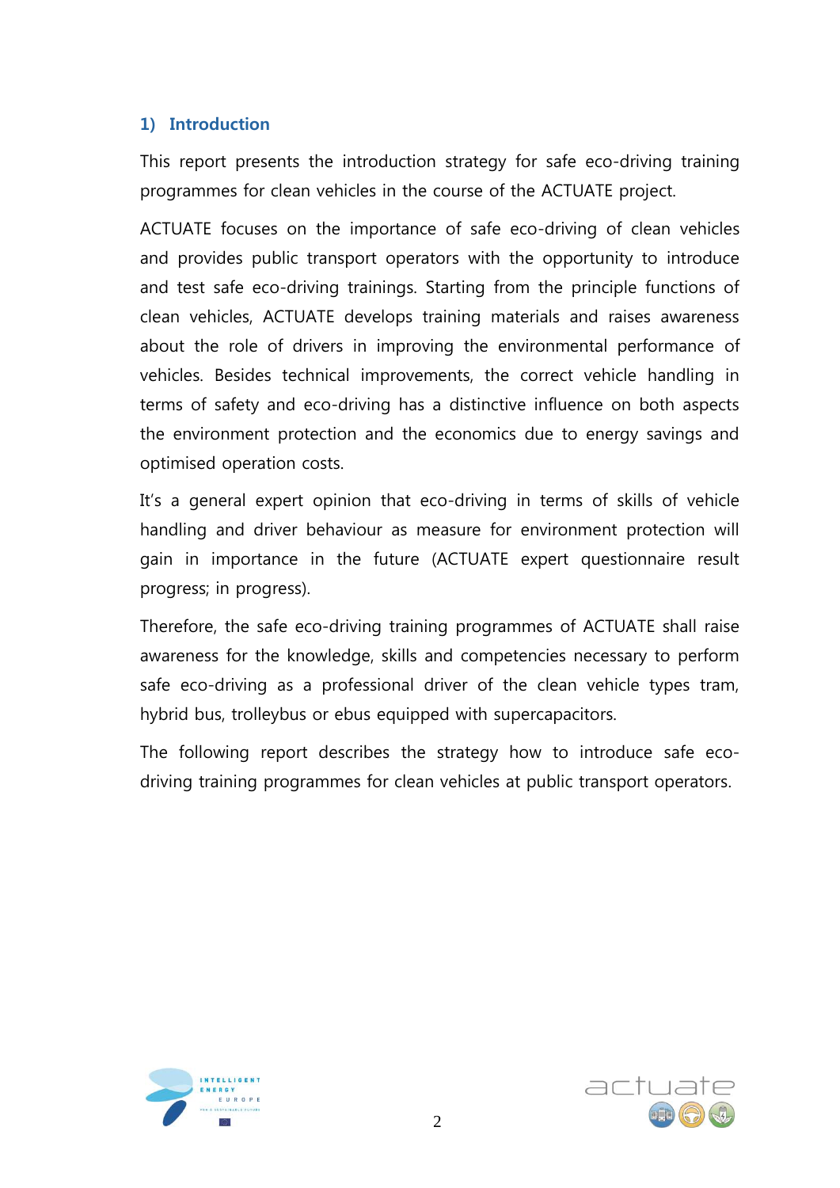## 1) Introduction

This report presents the introduction strategy for safe eco-driving training programmes for clean vehicles in the course of the ACTUATE project.

ACTUATE focuses on the importance of safe eco-driving of clean vehicles and provides public transport operators with the opportunity to introduce and test safe eco-driving trainings. Starting from the principle functions of clean vehicles, ACTUATE develops training materials and raises awareness about the role of drivers in improving the environmental performance of vehicles. Besides technical improvements, the correct vehicle handling in terms of safety and eco-driving has a distinctive influence on both aspects the environment protection and the economics due to energy savings and optimised operation costs.

It's a general expert opinion that eco-driving in terms of skills of vehicle handling and driver behaviour as measure for environment protection will gain in importance in the future (ACTUATE expert questionnaire result progress; in progress).

Therefore, the safe eco-driving training programmes of ACTUATE shall raise awareness for the knowledge, skills and competencies necessary to perform safe eco-driving as a professional driver of the clean vehicle types tram, hybrid bus, trolleybus or ebus equipped with supercapacitors.

The following report describes the strategy how to introduce safe eco-driving training programmes for clean vehicles at public transport operators.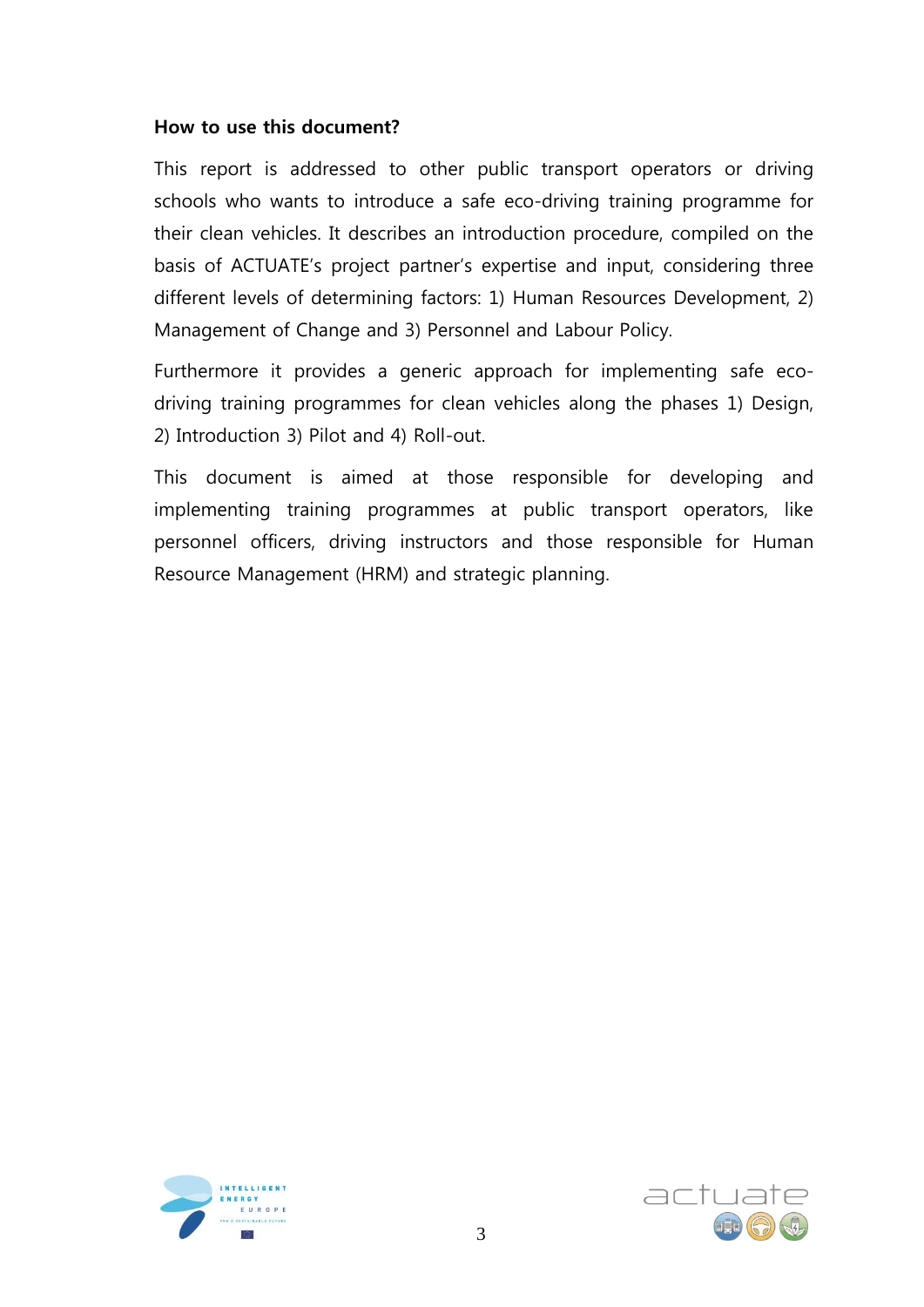**How to use this document?**

This report is addressed to other public transport operators or driving schools who wants to introduce a safe eco-driving training programme for their clean vehicles. It describes an introduction procedure, compiled on the basis of ACTUATE's project partner's expertise and input, considering three different levels of determining factors: 1) Human Resources Development, 2) Management of Change and 3) Personnel and Labour Policy.

Furthermore it provides a generic approach for implementing safe eco-driving training programmes for clean vehicles along the phases 1) Design, 2) Introduction 3) Pilot and 4) Roll-out.

This document is aimed at those responsible for developing and implementing training programmes at public transport operators, like personnel officers, driving instructors and those responsible for Human Resource Management (HRM) and strategic planning.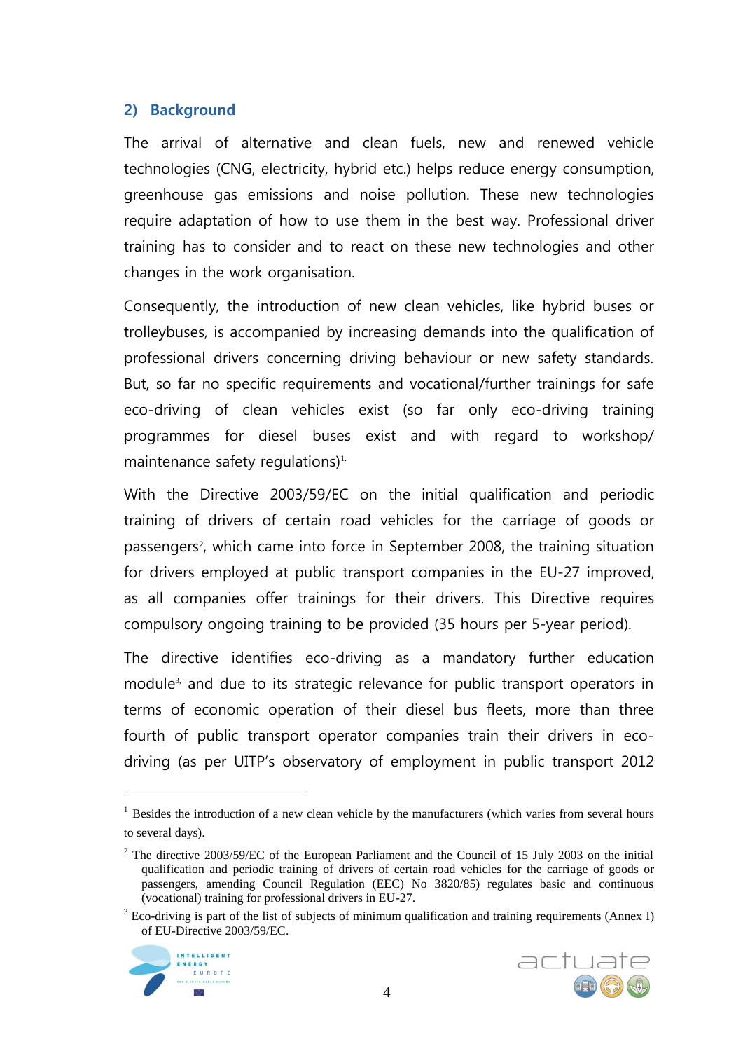## 2) Background

The arrival of alternative and clean fuels, new and renewed vehicle technologies (CNG, electricity, hybrid etc.) helps reduce energy consumption, greenhouse gas emissions and noise pollution. These new technologies require adaptation of how to use them in the best way. Professional driver training has to consider and to react on these new technologies and other changes in the work organisation.

Consequently, the introduction of new clean vehicles, like hybrid buses or trolleybuses, is accompanied by increasing demands into the qualification of professional drivers concerning driving behaviour or new safety standards. But, so far no specific requirements and vocational/further trainings for safe eco-driving of clean vehicles exist (so far only eco-driving training programmes for diesel buses exist and with regard to workshop/ maintenance safety regulations)[1].

With the Directive 2003/59/EC on the initial qualification and periodic training of drivers of certain road vehicles for the carriage of goods or passengers[2], which came into force in September 2008, the training situation for drivers employed at public transport companies in the EU-27 improved, as all companies offer trainings for their drivers. This Directive requires compulsory ongoing training to be provided (35 hours per 5-year period).

The directive identifies eco-driving as a mandatory further education module[3], and due to its strategic relevance for public transport operators in terms of economic operation of their diesel bus fleets, more than three fourth of public transport operator companies train their drivers in eco-driving (as per UITP's observatory of employment in public transport 2012

---

[1] Besides the introduction of a new clean vehicle by the manufacturers (which varies from several hours to several days).

[2] The directive 2003/59/EC of the European Parliament and the Council of 15 July 2003 on the initial qualification and periodic training of drivers of certain road vehicles for the carriage of goods or passengers, amending Council Regulation (EEC) No 3820/85) regulates basic and continuous (vocational) training for professional drivers in EU-27.

[3] Eco-driving is part of the list of subjects of minimum qualification and training requirements (Annex I) of EU-Directive 2003/59/EC.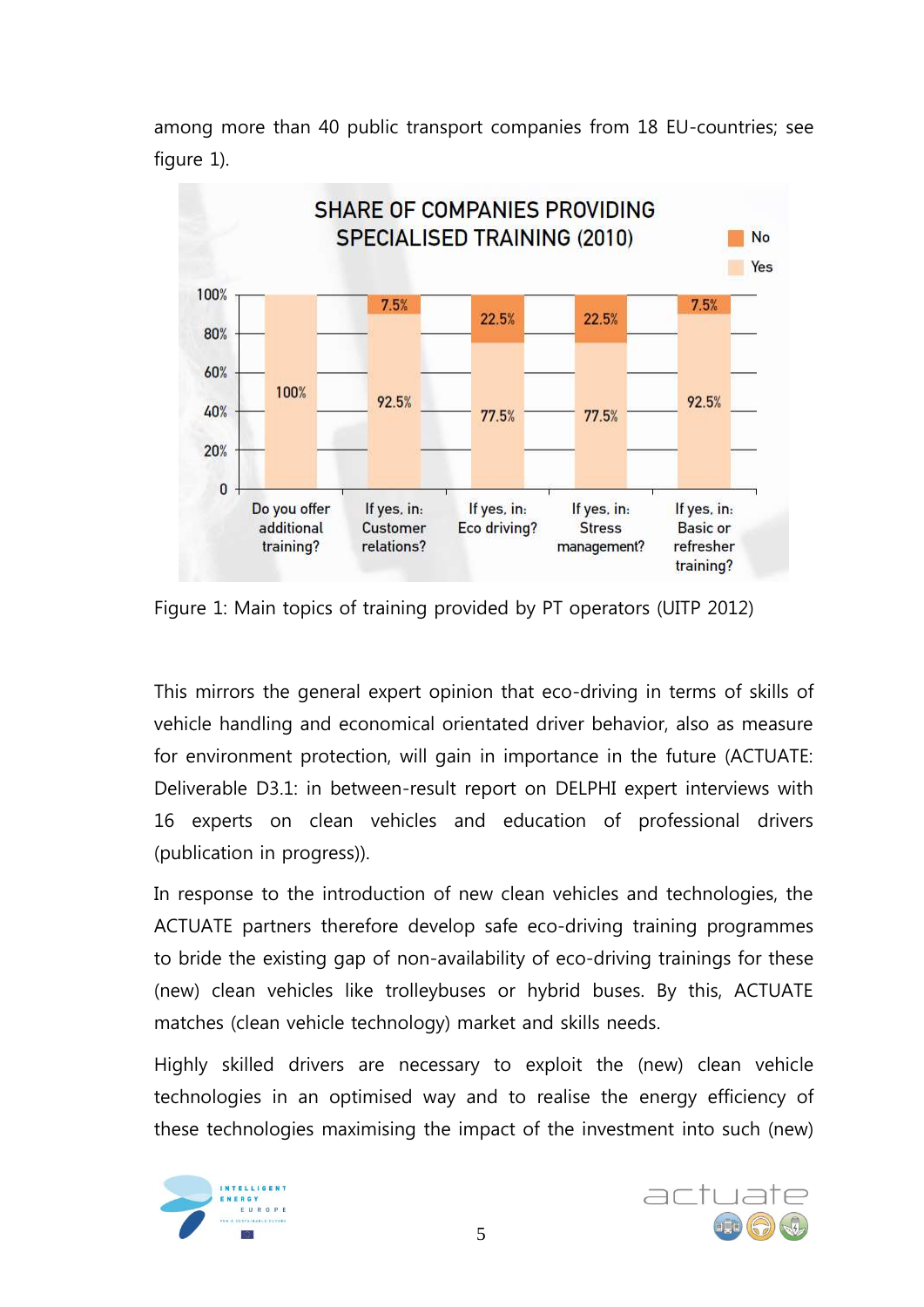among more than 40 public transport companies from 18 EU-countries; see figure 1).

SHARE OF COMPANIES PROVIDING SPECIALISED TRAINING (2010)

No
Yes

100%
80%
60%
40%
20%
0

100%
7.5%
92.5%
22.5%
77.5%
22.5%
77.5%
7.5%
92.5%

Do you offer additional training?
If yes, in: Customer relations?
If yes, in: Eco driving?
If yes, in: Stress management?
If yes, in: Basic or refresher training?

Figure 1: Main topics of training provided by PT operators (UITP 2012)

This mirrors the general expert opinion that eco-driving in terms of skills of vehicle handling and economical orientated driver behavior, also as measure for environment protection, will gain in importance in the future (ACTUATE: Deliverable D3.1: in between-result report on DELPHI expert interviews with 16 experts on clean vehicles and education of professional drivers (publication in progress)).

In response to the introduction of new clean vehicles and technologies, the ACTUATE partners therefore develop safe eco-driving training programmes to bride the existing gap of non-availability of eco-driving trainings for these (new) clean vehicles like trolleybuses or hybrid buses. By this, ACTUATE matches (clean vehicle technology) market and skills needs.

Highly skilled drivers are necessary to exploit the (new) clean vehicle technologies in an optimised way and to realise the energy efficiency of these technologies maximising the impact of the investment into such (new)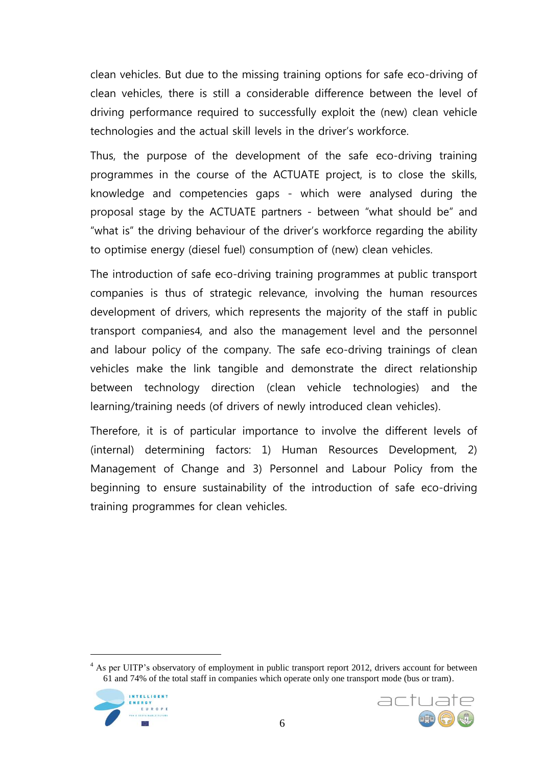clean vehicles. But due to the missing training options for safe eco-driving of clean vehicles, there is still a considerable difference between the level of driving performance required to successfully exploit the (new) clean vehicle technologies and the actual skill levels in the driver's workforce.

Thus, the purpose of the development of the safe eco-driving training programmes in the course of the ACTUATE project, is to close the skills, knowledge and competencies gaps - which were analysed during the proposal stage by the ACTUATE partners - between "what should be" and "what is" the driving behaviour of the driver's workforce regarding the ability to optimise energy (diesel fuel) consumption of (new) clean vehicles.

The introduction of safe eco-driving training programmes at public transport companies is thus of strategic relevance, involving the human resources development of drivers, which represents the majority of the staff in public transport companies[4], and also the management level and the personnel and labour policy of the company. The safe eco-driving trainings of clean vehicles make the link tangible and demonstrate the direct relationship between technology direction (clean vehicle technologies) and the learning/training needs (of drivers of newly introduced clean vehicles).

Therefore, it is of particular importance to involve the different levels of (internal) determining factors: 1) Human Resources Development, 2) Management of Change and 3) Personnel and Labour Policy from the beginning to ensure sustainability of the introduction of safe eco-driving training programmes for clean vehicles.

---

[4] As per UITP's observatory of employment in public transport report 2012, drivers account for between 61 and 74% of the total staff in companies which operate only one transport mode (bus or tram).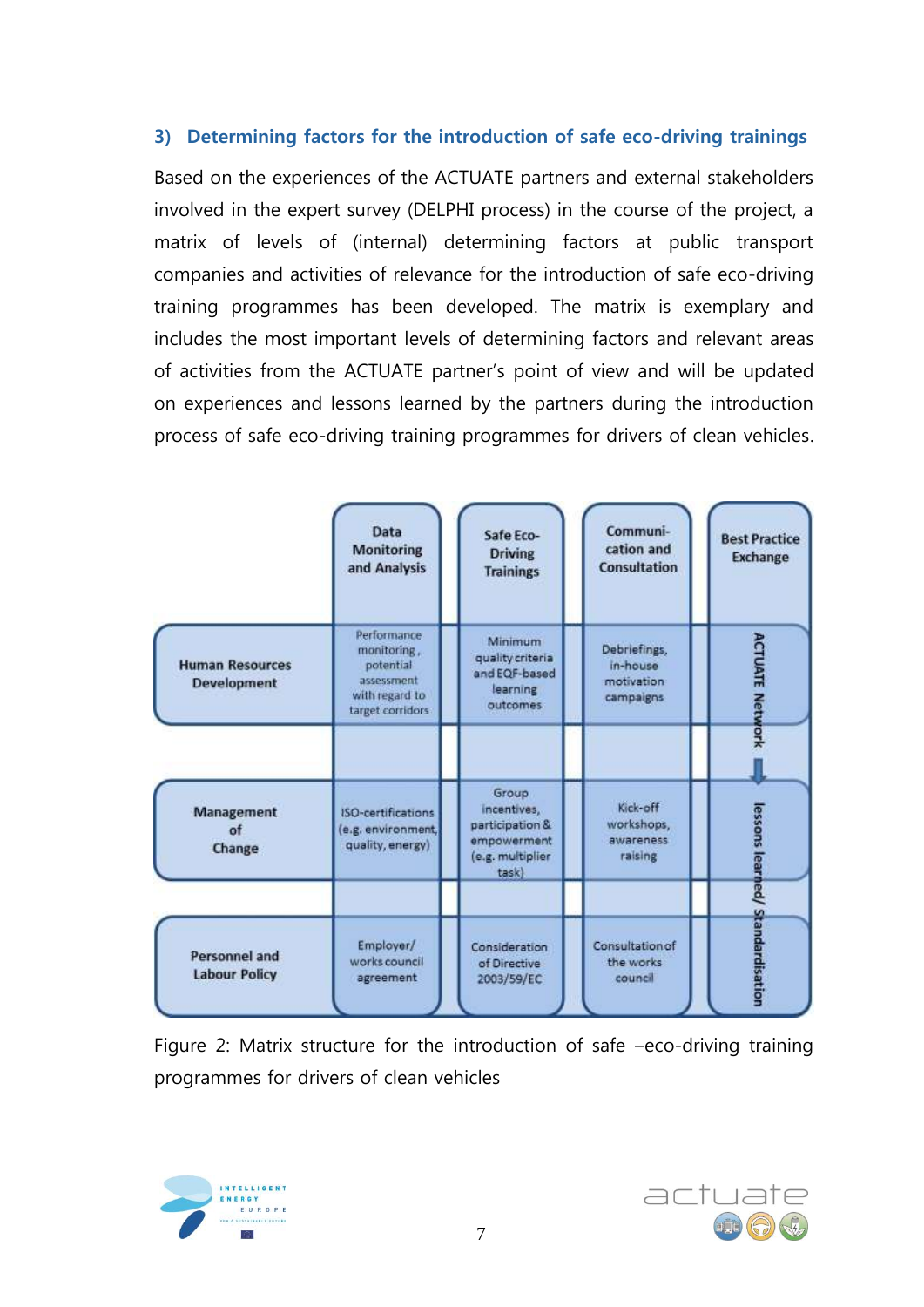## 3) Determining factors for the introduction of safe eco-driving trainings

Based on the experiences of the ACTUATE partners and external stakeholders involved in the expert survey (DELPHI process) in the course of the project, a matrix of levels of (internal) determining factors at public transport companies and activities of relevance for the introduction of safe eco-driving training programmes has been developed. The matrix is exemplary and includes the most important levels of determining factors and relevant areas of activities from the ACTUATE partner's point of view and will be updated on experiences and lessons learned by the partners during the introduction process of safe eco-driving training programmes for drivers of clean vehicles.

| | Data Monitoring and Analysis | Safe Eco-Driving Trainings | Communi-cation and Consultation | Best Practice Exchange |
|---|---|---|---|---|
| **Human Resources Development** | Performance monitoring, potential assessment with regard to target corridors | Minimum quality criteria and EQF-based learning outcomes | Debriefings, in-house motivation campaigns | ACTUATE Network |
| **Management of Change** | ISO-certifications (e.g. environment, quality, energy) | Group incentives, participation & empowerment (e.g. multiplier task) | Kick-off workshops, awareness raising | ↓ |
| **Personnel and Labour Policy** | Employer/ works council agreement | Consideration of Directive 2003/59/EC | Consultation of the works council | lessons learned/ Standardisation |

Figure 2: Matrix structure for the introduction of safe –eco-driving training programmes for drivers of clean vehicles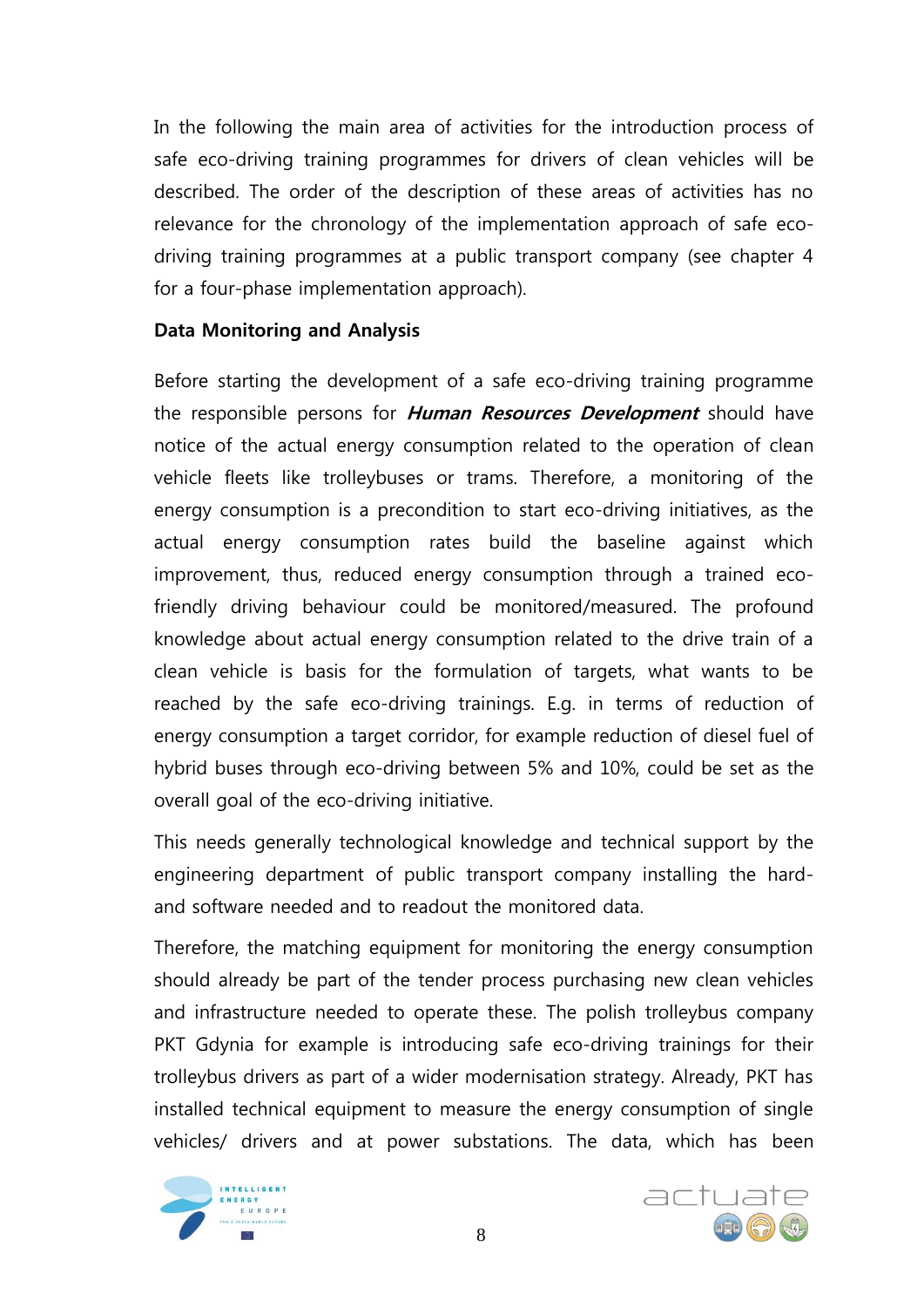In the following the main area of activities for the introduction process of safe eco-driving training programmes for drivers of clean vehicles will be described. The order of the description of these areas of activities has no relevance for the chronology of the implementation approach of safe eco-driving training programmes at a public transport company (see chapter 4 for a four-phase implementation approach).

**Data Monitoring and Analysis**

Before starting the development of a safe eco-driving training programme the responsible persons for ***Human Resources Development*** should have notice of the actual energy consumption related to the operation of clean vehicle fleets like trolleybuses or trams. Therefore, a monitoring of the energy consumption is a precondition to start eco-driving initiatives, as the actual energy consumption rates build the baseline against which improvement, thus, reduced energy consumption through a trained eco-friendly driving behaviour could be monitored/measured. The profound knowledge about actual energy consumption related to the drive train of a clean vehicle is basis for the formulation of targets, what wants to be reached by the safe eco-driving trainings. E.g. in terms of reduction of energy consumption a target corridor, for example reduction of diesel fuel of hybrid buses through eco-driving between 5% and 10%, could be set as the overall goal of the eco-driving initiative.

This needs generally technological knowledge and technical support by the engineering department of public transport company installing the hard- and software needed and to readout the monitored data.

Therefore, the matching equipment for monitoring the energy consumption should already be part of the tender process purchasing new clean vehicles and infrastructure needed to operate these. The polish trolleybus company PKT Gdynia for example is introducing safe eco-driving trainings for their trolleybus drivers as part of a wider modernisation strategy. Already, PKT has installed technical equipment to measure the energy consumption of single vehicles/ drivers and at power substations. The data, which has been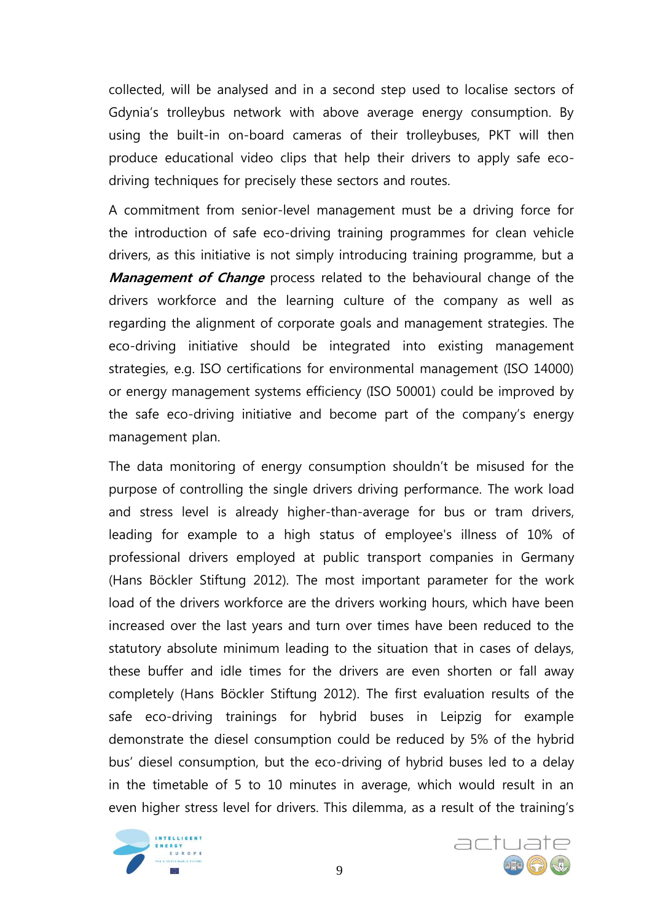collected, will be analysed and in a second step used to localise sectors of Gdynia's trolleybus network with above average energy consumption. By using the built-in on-board cameras of their trolleybuses, PKT will then produce educational video clips that help their drivers to apply safe eco-driving techniques for precisely these sectors and routes.

A commitment from senior-level management must be a driving force for the introduction of safe eco-driving training programmes for clean vehicle drivers, as this initiative is not simply introducing training programme, but a ***Management of Change*** process related to the behavioural change of the drivers workforce and the learning culture of the company as well as regarding the alignment of corporate goals and management strategies. The eco-driving initiative should be integrated into existing management strategies, e.g. ISO certifications for environmental management (ISO 14000) or energy management systems efficiency (ISO 50001) could be improved by the safe eco-driving initiative and become part of the company's energy management plan.

The data monitoring of energy consumption shouldn't be misused for the purpose of controlling the single drivers driving performance. The work load and stress level is already higher-than-average for bus or tram drivers, leading for example to a high status of employee's illness of 10% of professional drivers employed at public transport companies in Germany (Hans Böckler Stiftung 2012). The most important parameter for the work load of the drivers workforce are the drivers working hours, which have been increased over the last years and turn over times have been reduced to the statutory absolute minimum leading to the situation that in cases of delays, these buffer and idle times for the drivers are even shorten or fall away completely (Hans Böckler Stiftung 2012). The first evaluation results of the safe eco-driving trainings for hybrid buses in Leipzig for example demonstrate the diesel consumption could be reduced by 5% of the hybrid bus' diesel consumption, but the eco-driving of hybrid buses led to a delay in the timetable of 5 to 10 minutes in average, which would result in an even higher stress level for drivers. This dilemma, as a result of the training's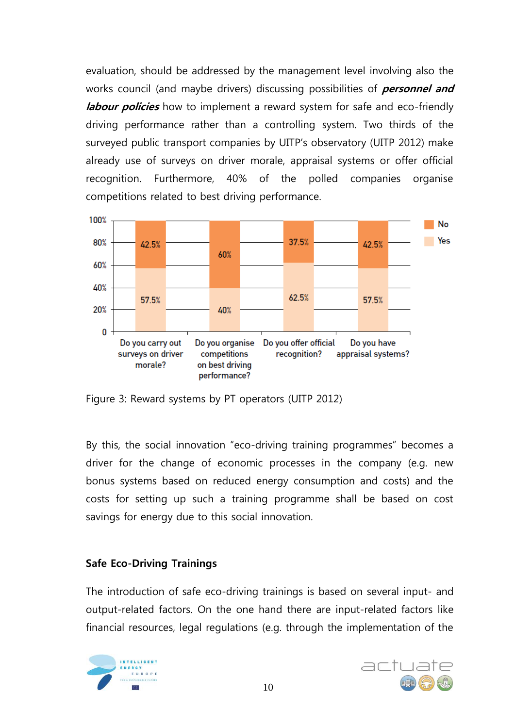evaluation, should be addressed by the management level involving also the works council (and maybe drivers) discussing possibilities of ***personnel and labour policies*** how to implement a reward system for safe and eco-friendly driving performance rather than a controlling system. Two thirds of the surveyed public transport companies by UITP's observatory (UITP 2012) make already use of surveys on driver morale, appraisal systems or offer official recognition. Furthermore, 40% of the polled companies organise competitions related to best driving performance.

100%
80%
60%
40%
20%
0

No
Yes

42.5%
57.5%
Do you carry out surveys on driver morale?

60%
40%
Do you organise competitions on best driving performance?

37.5%
62.5%
Do you offer official recognition?

42.5%
57.5%
Do you have appraisal systems?

Figure 3: Reward systems by PT operators (UITP 2012)

By this, the social innovation "eco-driving training programmes" becomes a driver for the change of economic processes in the company (e.g. new bonus systems based on reduced energy consumption and costs) and the costs for setting up such a training programme shall be based on cost savings for energy due to this social innovation.

**Safe Eco-Driving Trainings**

The introduction of safe eco-driving trainings is based on several input- and output-related factors. On the one hand there are input-related factors like financial resources, legal regulations (e.g. through the implementation of the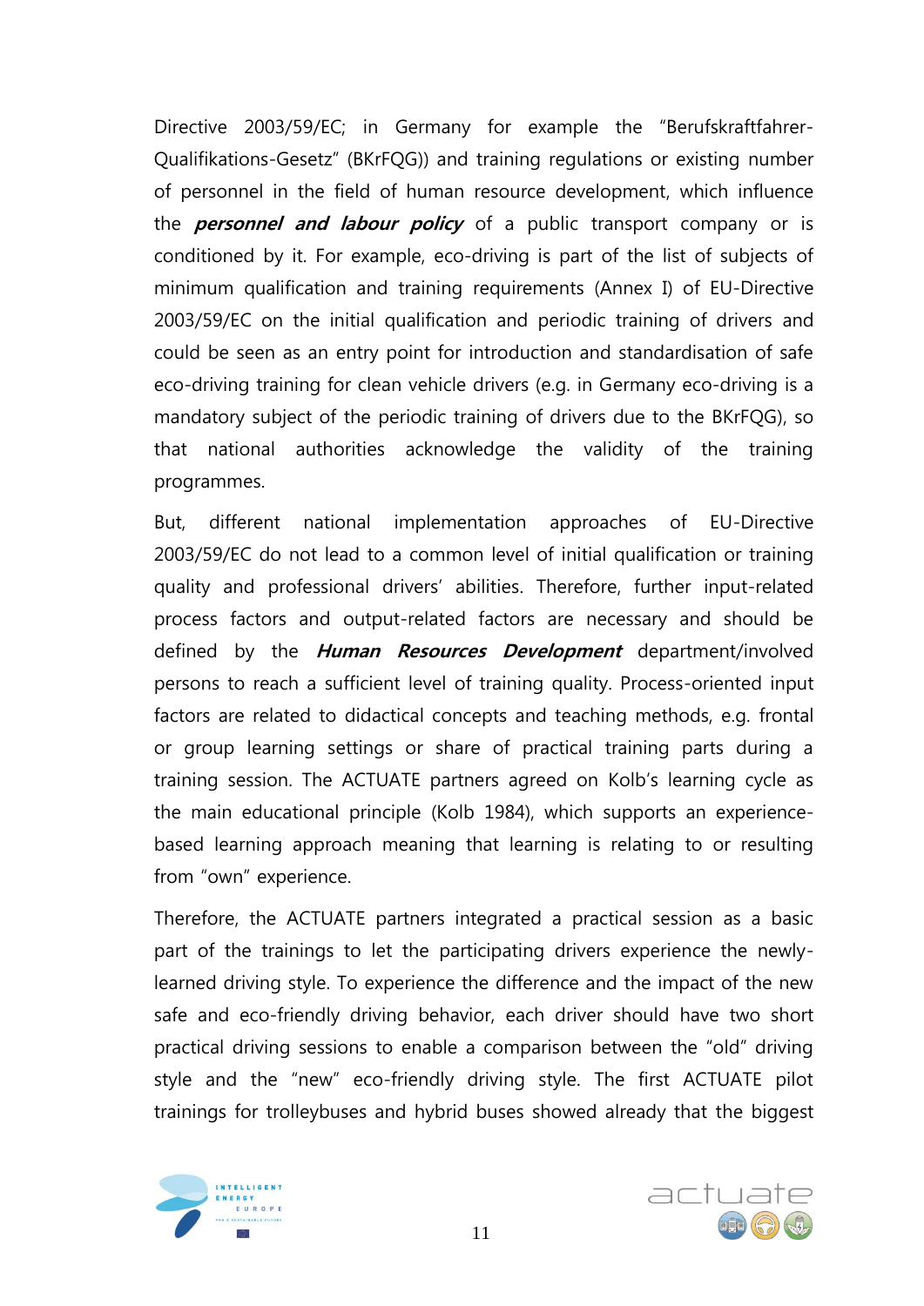Directive 2003/59/EC; in Germany for example the “Berufskraftfahrer-Qualifikations-Gesetz” (BKrFQG)) and training regulations or existing number of personnel in the field of human resource development, which influence the ***personnel and labour policy*** of a public transport company or is conditioned by it. For example, eco-driving is part of the list of subjects of minimum qualification and training requirements (Annex I) of EU-Directive 2003/59/EC on the initial qualification and periodic training of drivers and could be seen as an entry point for introduction and standardisation of safe eco-driving training for clean vehicle drivers (e.g. in Germany eco-driving is a mandatory subject of the periodic training of drivers due to the BKrFQG), so that national authorities acknowledge the validity of the training programmes.

But, different national implementation approaches of EU-Directive 2003/59/EC do not lead to a common level of initial qualification or training quality and professional drivers’ abilities. Therefore, further input-related process factors and output-related factors are necessary and should be defined by the ***Human Resources Development*** department/involved persons to reach a sufficient level of training quality. Process-oriented input factors are related to didactical concepts and teaching methods, e.g. frontal or group learning settings or share of practical training parts during a training session. The ACTUATE partners agreed on Kolb’s learning cycle as the main educational principle (Kolb 1984), which supports an experience-based learning approach meaning that learning is relating to or resulting from “own” experience.

Therefore, the ACTUATE partners integrated a practical session as a basic part of the trainings to let the participating drivers experience the newly-learned driving style. To experience the difference and the impact of the new safe and eco-friendly driving behavior, each driver should have two short practical driving sessions to enable a comparison between the “old” driving style and the “new” eco-friendly driving style. The first ACTUATE pilot trainings for trolleybuses and hybrid buses showed already that the biggest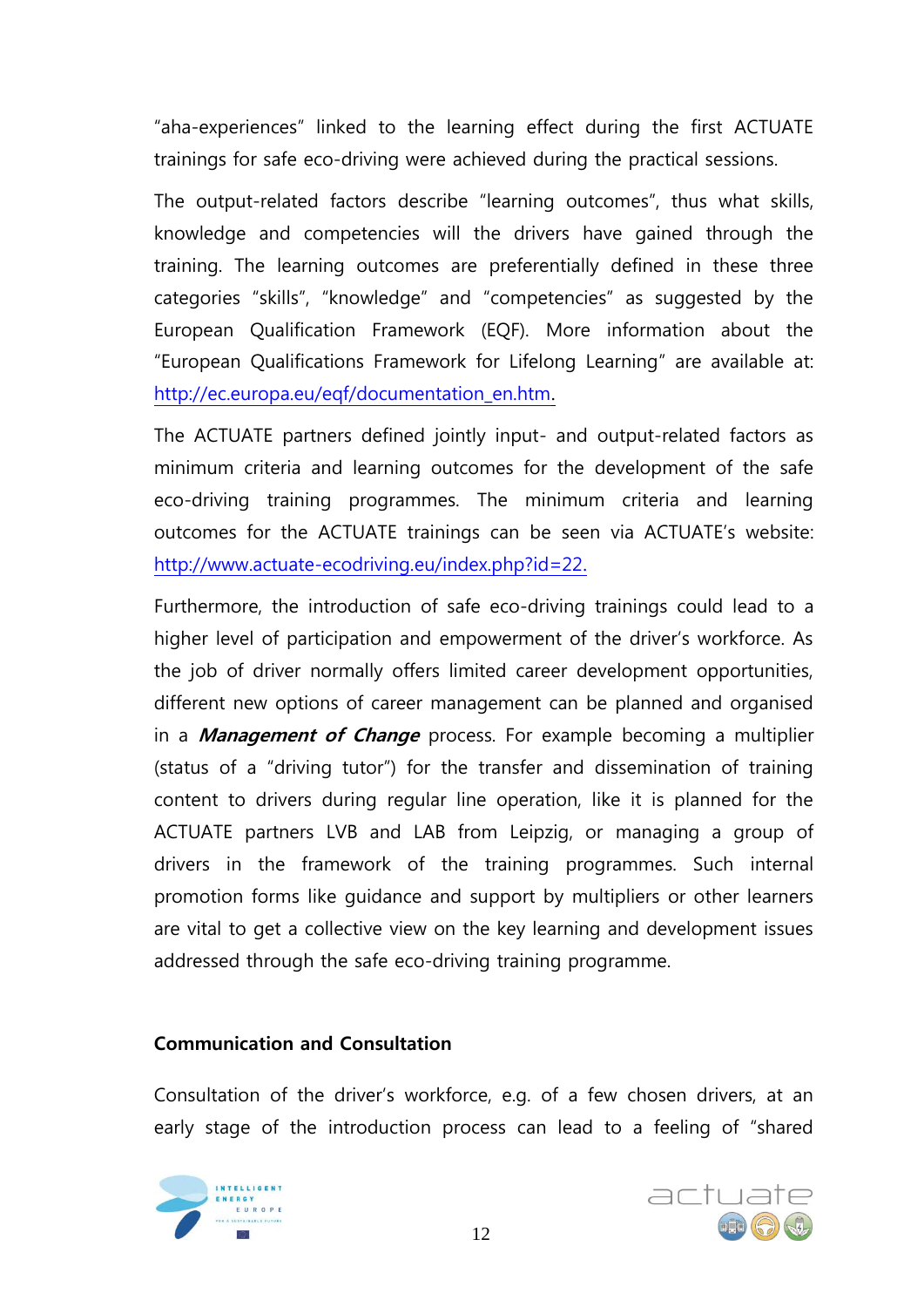"aha-experiences" linked to the learning effect during the first ACTUATE trainings for safe eco-driving were achieved during the practical sessions.

The output-related factors describe "learning outcomes", thus what skills, knowledge and competencies will the drivers have gained through the training. The learning outcomes are preferentially defined in these three categories "skills", "knowledge" and "competencies" as suggested by the European Qualification Framework (EQF). More information about the "European Qualifications Framework for Lifelong Learning" are available at: http://ec.europa.eu/eqf/documentation_en.htm.

The ACTUATE partners defined jointly input- and output-related factors as minimum criteria and learning outcomes for the development of the safe eco-driving training programmes. The minimum criteria and learning outcomes for the ACTUATE trainings can be seen via ACTUATE's website: http://www.actuate-ecodriving.eu/index.php?id=22.

Furthermore, the introduction of safe eco-driving trainings could lead to a higher level of participation and empowerment of the driver's workforce. As the job of driver normally offers limited career development opportunities, different new options of career management can be planned and organised in a ***Management of Change*** process. For example becoming a multiplier (status of a "driving tutor") for the transfer and dissemination of training content to drivers during regular line operation, like it is planned for the ACTUATE partners LVB and LAB from Leipzig, or managing a group of drivers in the framework of the training programmes. Such internal promotion forms like guidance and support by multipliers or other learners are vital to get a collective view on the key learning and development issues addressed through the safe eco-driving training programme.

**Communication and Consultation**

Consultation of the driver's workforce, e.g. of a few chosen drivers, at an early stage of the introduction process can lead to a feeling of "shared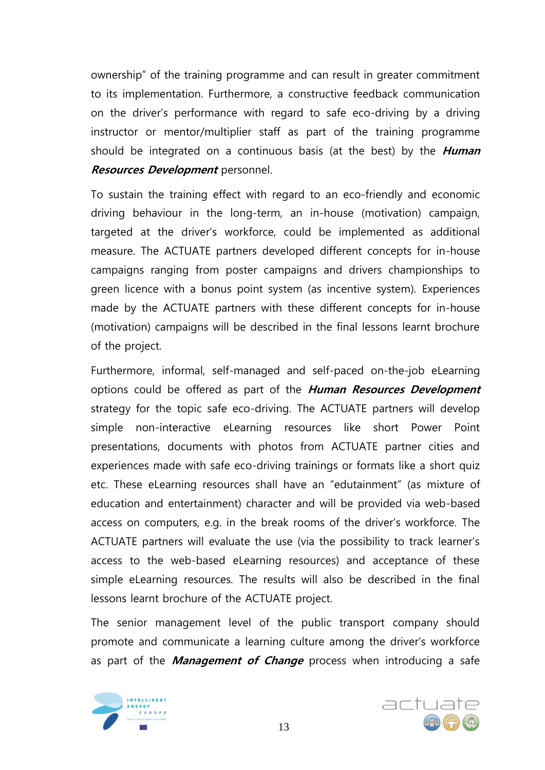ownership" of the training programme and can result in greater commitment to its implementation. Furthermore, a constructive feedback communication on the driver's performance with regard to safe eco-driving by a driving instructor or mentor/multiplier staff as part of the training programme should be integrated on a continuous basis (at the best) by the ***Human Resources Development*** personnel.

To sustain the training effect with regard to an eco-friendly and economic driving behaviour in the long-term, an in-house (motivation) campaign, targeted at the driver's workforce, could be implemented as additional measure. The ACTUATE partners developed different concepts for in-house campaigns ranging from poster campaigns and drivers championships to green licence with a bonus point system (as incentive system). Experiences made by the ACTUATE partners with these different concepts for in-house (motivation) campaigns will be described in the final lessons learnt brochure of the project.

Furthermore, informal, self-managed and self-paced on-the-job eLearning options could be offered as part of the ***Human Resources Development*** strategy for the topic safe eco-driving. The ACTUATE partners will develop simple non-interactive eLearning resources like short Power Point presentations, documents with photos from ACTUATE partner cities and experiences made with safe eco-driving trainings or formats like a short quiz etc. These eLearning resources shall have an "edutainment" (as mixture of education and entertainment) character and will be provided via web-based access on computers, e.g. in the break rooms of the driver's workforce. The ACTUATE partners will evaluate the use (via the possibility to track learner's access to the web-based eLearning resources) and acceptance of these simple eLearning resources. The results will also be described in the final lessons learnt brochure of the ACTUATE project.

The senior management level of the public transport company should promote and communicate a learning culture among the driver's workforce as part of the ***Management of Change*** process when introducing a safe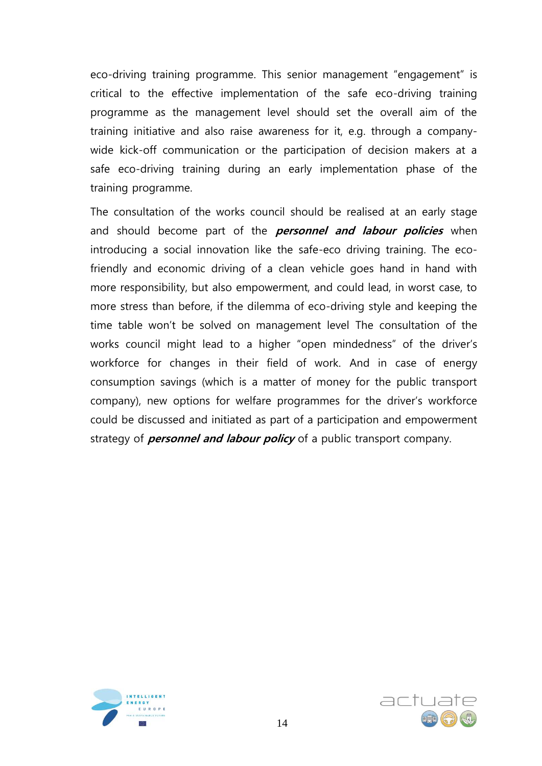eco-driving training programme. This senior management "engagement" is critical to the effective implementation of the safe eco-driving training programme as the management level should set the overall aim of the training initiative and also raise awareness for it, e.g. through a company-wide kick-off communication or the participation of decision makers at a safe eco-driving training during an early implementation phase of the training programme.

The consultation of the works council should be realised at an early stage and should become part of the ***personnel and labour policies*** when introducing a social innovation like the safe-eco driving training. The eco-friendly and economic driving of a clean vehicle goes hand in hand with more responsibility, but also empowerment, and could lead, in worst case, to more stress than before, if the dilemma of eco-driving style and keeping the time table won't be solved on management level The consultation of the works council might lead to a higher "open mindedness" of the driver's workforce for changes in their field of work. And in case of energy consumption savings (which is a matter of money for the public transport company), new options for welfare programmes for the driver's workforce could be discussed and initiated as part of a participation and empowerment strategy of ***personnel and labour policy*** of a public transport company.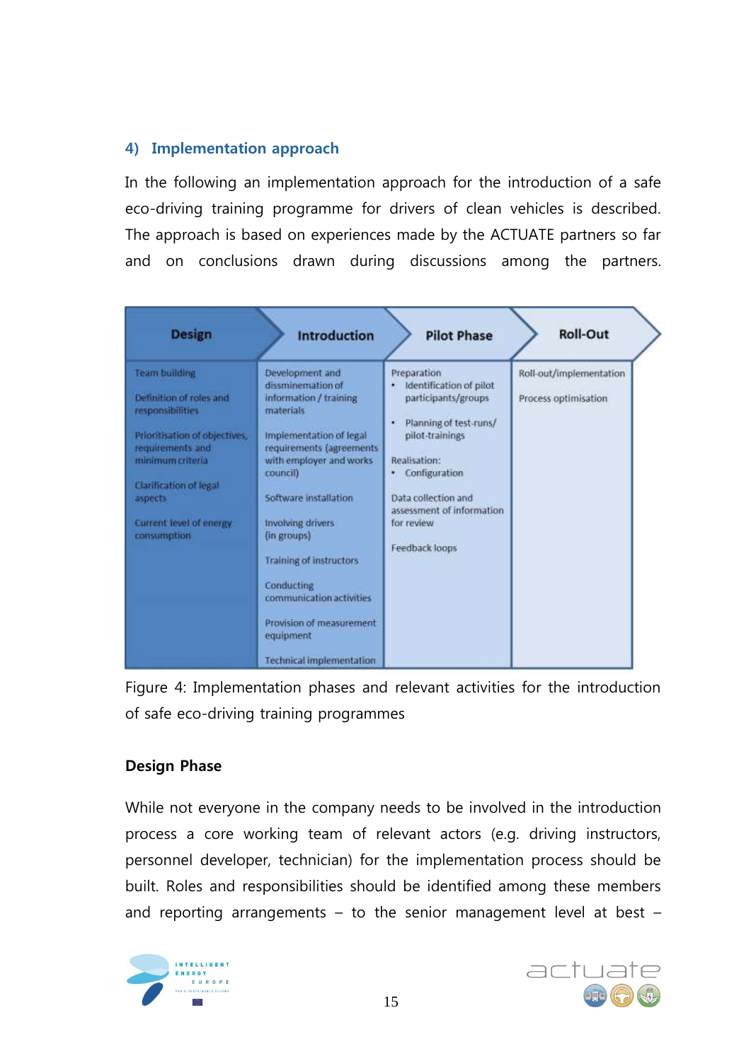## 4) Implementation approach

In the following an implementation approach for the introduction of a safe eco-driving training programme for drivers of clean vehicles is described. The approach is based on experiences made by the ACTUATE partners so far and on conclusions drawn during discussions among the partners.

| Design | Introduction | Pilot Phase | Roll-Out |
|---|---|---|---|
| Team building | Development and dissminemation of information / training materials | Preparation<br>• Identification of pilot participants/groups<br>• Planning of test-runs/ pilot-trainings | Roll-out/implementation |
| Definition of roles and responsibilities | Implementation of legal requirements (agreements with employer and works council) | Realisation:<br>• Configuration | Process optimisation |
| Prioritisation of objectives, requirements and minimum criteria | Software installation | Data collection and assessment of information for review | |
| Clarification of legal aspects | Involving drivers (in groups) | Feedback loops | |
| Current level of energy consumption | Training of instructors | | |
| | Conducting communication activities | | |
| | Provision of measurement equipment | | |
| | Technical implementation | | |

Figure 4: Implementation phases and relevant activities for the introduction of safe eco-driving training programmes

### Design Phase

While not everyone in the company needs to be involved in the introduction process a core working team of relevant actors (e.g. driving instructors, personnel developer, technician) for the implementation process should be built. Roles and responsibilities should be identified among these members and reporting arrangements – to the senior management level at best –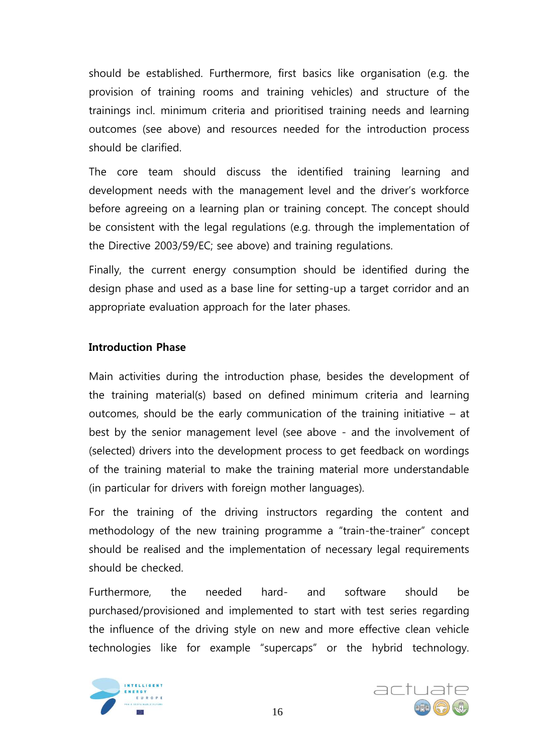should be established. Furthermore, first basics like organisation (e.g. the provision of training rooms and training vehicles) and structure of the trainings incl. minimum criteria and prioritised training needs and learning outcomes (see above) and resources needed for the introduction process should be clarified.

The core team should discuss the identified training learning and development needs with the management level and the driver's workforce before agreeing on a learning plan or training concept. The concept should be consistent with the legal regulations (e.g. through the implementation of the Directive 2003/59/EC; see above) and training regulations.

Finally, the current energy consumption should be identified during the design phase and used as a base line for setting-up a target corridor and an appropriate evaluation approach for the later phases.

**Introduction Phase**

Main activities during the introduction phase, besides the development of the training material(s) based on defined minimum criteria and learning outcomes, should be the early communication of the training initiative – at best by the senior management level (see above - and the involvement of (selected) drivers into the development process to get feedback on wordings of the training material to make the training material more understandable (in particular for drivers with foreign mother languages).

For the training of the driving instructors regarding the content and methodology of the new training programme a "train-the-trainer" concept should be realised and the implementation of necessary legal requirements should be checked.

Furthermore, the needed hard- and software should be purchased/provisioned and implemented to start with test series regarding the influence of the driving style on new and more effective clean vehicle technologies like for example "supercaps" or the hybrid technology.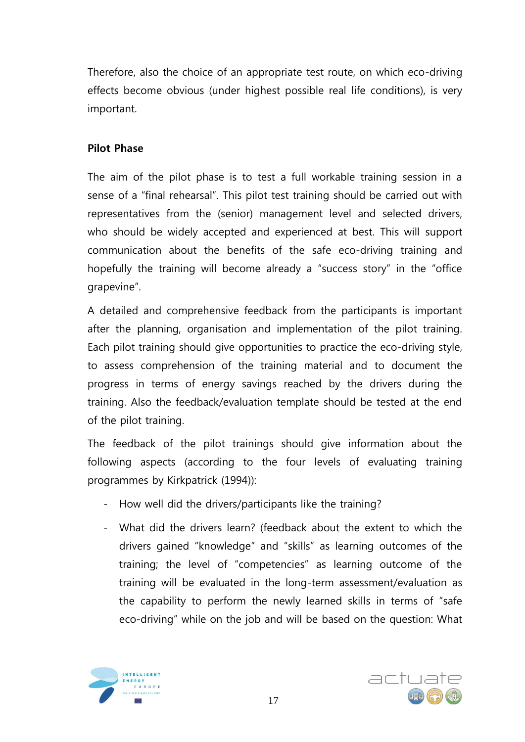Therefore, also the choice of an appropriate test route, on which eco-driving effects become obvious (under highest possible real life conditions), is very important.

**Pilot Phase**

The aim of the pilot phase is to test a full workable training session in a sense of a "final rehearsal". This pilot test training should be carried out with representatives from the (senior) management level and selected drivers, who should be widely accepted and experienced at best. This will support communication about the benefits of the safe eco-driving training and hopefully the training will become already a "success story" in the "office grapevine".

A detailed and comprehensive feedback from the participants is important after the planning, organisation and implementation of the pilot training. Each pilot training should give opportunities to practice the eco-driving style, to assess comprehension of the training material and to document the progress in terms of energy savings reached by the drivers during the training. Also the feedback/evaluation template should be tested at the end of the pilot training.

The feedback of the pilot trainings should give information about the following aspects (according to the four levels of evaluating training programmes by Kirkpatrick (1994)):

- How well did the drivers/participants like the training?
- What did the drivers learn? (feedback about the extent to which the drivers gained "knowledge" and "skills" as learning outcomes of the training; the level of "competencies" as learning outcome of the training will be evaluated in the long-term assessment/evaluation as the capability to perform the newly learned skills in terms of "safe eco-driving" while on the job and will be based on the question: What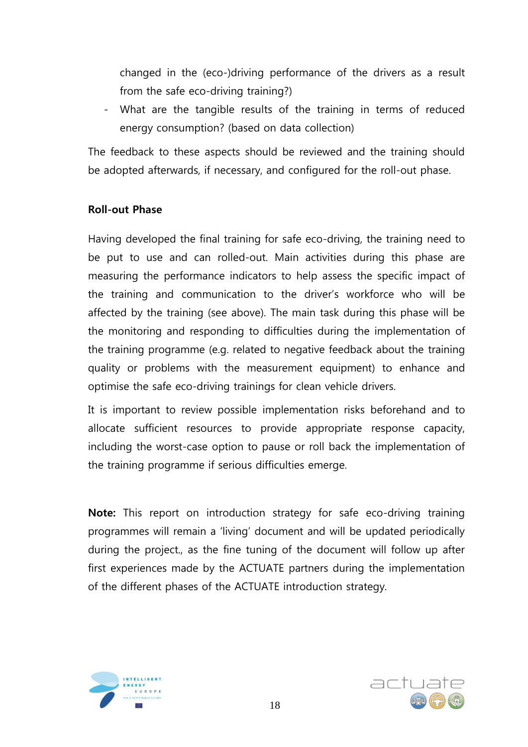changed in the (eco-)driving performance of the drivers as a result from the safe eco-driving training?)

- What are the tangible results of the training in terms of reduced energy consumption? (based on data collection)

The feedback to these aspects should be reviewed and the training should be adopted afterwards, if necessary, and configured for the roll-out phase.

**Roll-out Phase**

Having developed the final training for safe eco-driving, the training need to be put to use and can rolled-out. Main activities during this phase are measuring the performance indicators to help assess the specific impact of the training and communication to the driver's workforce who will be affected by the training (see above). The main task during this phase will be the monitoring and responding to difficulties during the implementation of the training programme (e.g. related to negative feedback about the training quality or problems with the measurement equipment) to enhance and optimise the safe eco-driving trainings for clean vehicle drivers.

It is important to review possible implementation risks beforehand and to allocate sufficient resources to provide appropriate response capacity, including the worst-case option to pause or roll back the implementation of the training programme if serious difficulties emerge.

**Note:** This report on introduction strategy for safe eco-driving training programmes will remain a 'living' document and will be updated periodically during the project., as the fine tuning of the document will follow up after first experiences made by the ACTUATE partners during the implementation of the different phases of the ACTUATE introduction strategy.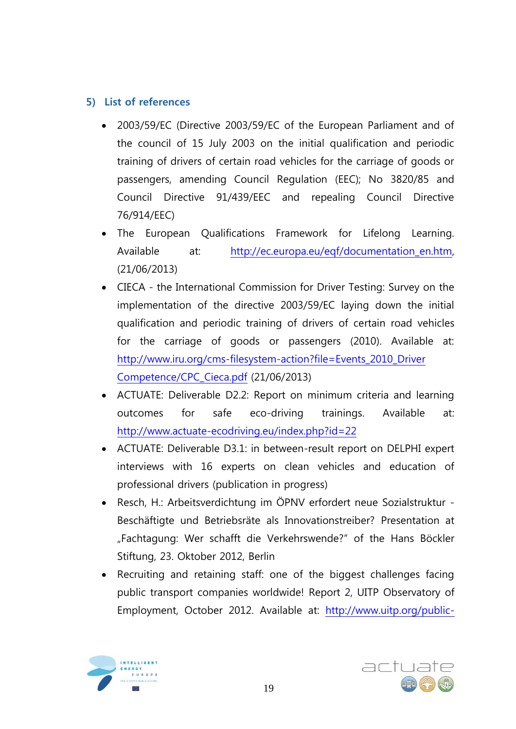## 5) List of references

- 2003/59/EC (Directive 2003/59/EC of the European Parliament and of the council of 15 July 2003 on the initial qualification and periodic training of drivers of certain road vehicles for the carriage of goods or passengers, amending Council Regulation (EEC); No 3820/85 and Council Directive 91/439/EEC and repealing Council Directive 76/914/EEC)
- The European Qualifications Framework for Lifelong Learning. Available at: http://ec.europa.eu/eqf/documentation_en.htm, (21/06/2013)
- CIECA - the International Commission for Driver Testing: Survey on the implementation of the directive 2003/59/EC laying down the initial qualification and periodic training of drivers of certain road vehicles for the carriage of goods or passengers (2010). Available at: http://www.iru.org/cms-filesystem-action?file=Events_2010_Driver Competence/CPC_Cieca.pdf (21/06/2013)
- ACTUATE: Deliverable D2.2: Report on minimum criteria and learning outcomes for safe eco-driving trainings. Available at: http://www.actuate-ecodriving.eu/index.php?id=22
- ACTUATE: Deliverable D3.1: in between-result report on DELPHI expert interviews with 16 experts on clean vehicles and education of professional drivers (publication in progress)
- Resch, H.: Arbeitsverdichtung im ÖPNV erfordert neue Sozialstruktur - Beschäftigte und Betriebsräte als Innovationstreiber? Presentation at „Fachtagung: Wer schafft die Verkehrswende?“ of the Hans Böckler Stiftung, 23. Oktober 2012, Berlin
- Recruiting and retaining staff: one of the biggest challenges facing public transport companies worldwide! Report 2, UITP Observatory of Employment, October 2012. Available at: http://www.uitp.org/public-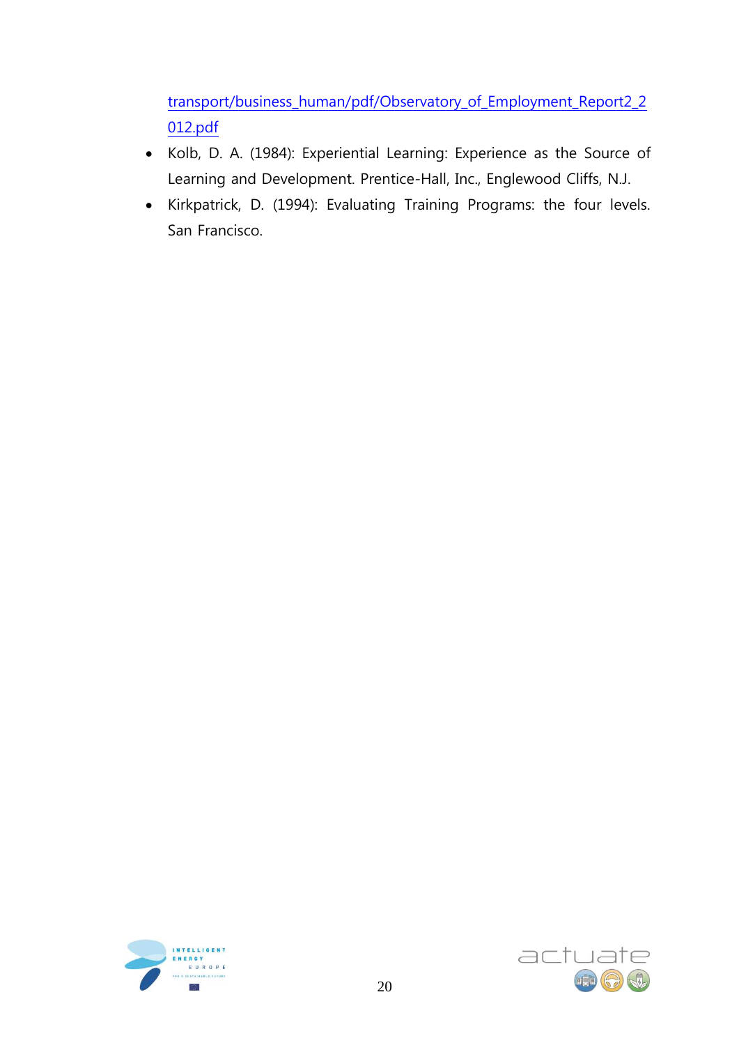transport/business_human/pdf/Observatory_of_Employment_Report2_2012.pdf

- Kolb, D. A. (1984): Experiential Learning: Experience as the Source of Learning and Development. Prentice-Hall, Inc., Englewood Cliffs, N.J.
- Kirkpatrick, D. (1994): Evaluating Training Programs: the four levels. San Francisco.